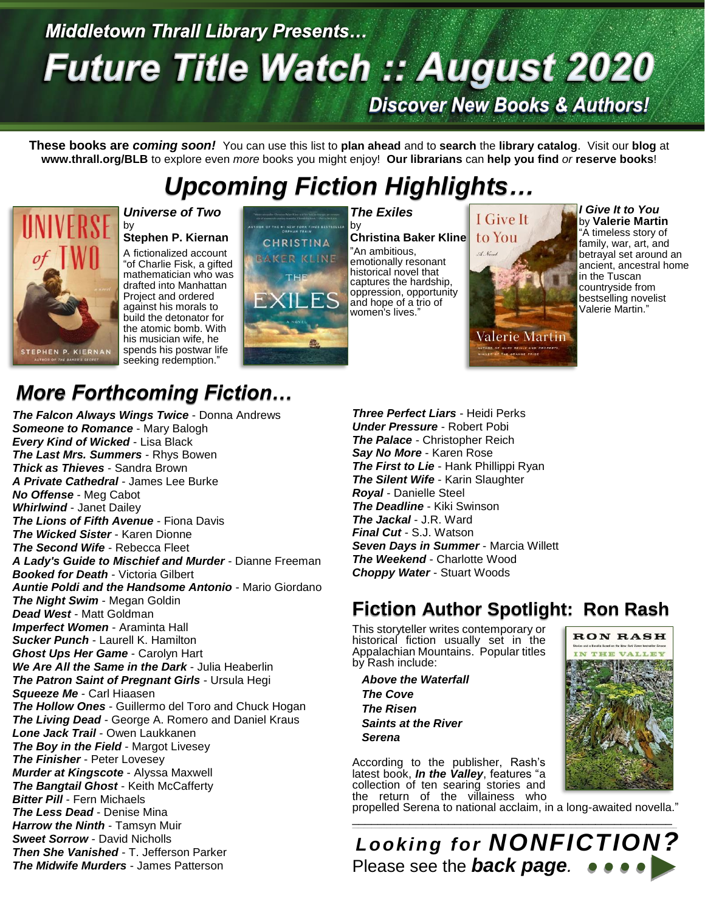Middletown Thrall Library Presents…

# Future Title Watch :: August 2020

**Discover New Books & Authors!**

**These books are *coming soon!*** You can use this list to **plan ahead** and to **search** the **library catalog**. Visit our **blog** at **www.thrall.org/BLB** to explore even *more* books you might enjoy! **Our librarians** can **help you find** *or* **reserve books**!

## *Upcoming Fiction Highlights…*

***Universe of Two*** by **Stephen P. Kiernan**
A fictionalized account "of Charlie Fisk, a gifted mathematician who was drafted into Manhattan Project and ordered against his morals to build the detonator for the atomic bomb. With his musician wife, he spends his postwar life seeking redemption."

***The Exiles*** by **Christina Baker Kline**
"An ambitious, emotionally resonant historical novel that captures the hardship, oppression, opportunity and hope of a trio of women's lives."

***I Give It to You*** by **Valerie Martin**
"A timeless story of family, war, art, and betrayal set around an ancient, ancestral home in the Tuscan countryside from bestselling novelist Valerie Martin."

## *More Forthcoming Fiction…*

***The Falcon Always Wings Twice*** - Donna Andrews
***Someone to Romance*** - Mary Balogh
***Every Kind of Wicked*** - Lisa Black
***The Last Mrs. Summers*** - Rhys Bowen
***Thick as Thieves*** - Sandra Brown
***A Private Cathedral*** - James Lee Burke
***No Offense*** - Meg Cabot
***Whirlwind*** - Janet Dailey
***The Lions of Fifth Avenue*** - Fiona Davis
***The Wicked Sister*** - Karen Dionne
***The Second Wife*** - Rebecca Fleet
***A Lady's Guide to Mischief and Murder*** - Dianne Freeman
***Booked for Death*** - Victoria Gilbert
***Auntie Poldi and the Handsome Antonio*** - Mario Giordano
***The Night Swim*** - Megan Goldin
***Dead West*** - Matt Goldman
***Imperfect Women*** - Araminta Hall
***Sucker Punch*** - Laurell K. Hamilton
***Ghost Ups Her Game*** - Carolyn Hart
***We Are All the Same in the Dark*** - Julia Heaberlin
***The Patron Saint of Pregnant Girls*** - Ursula Hegi
***Squeeze Me*** - Carl Hiaasen
***The Hollow Ones*** - Guillermo del Toro and Chuck Hogan
***The Living Dead*** - George A. Romero and Daniel Kraus
***Lone Jack Trail*** - Owen Laukkanen
***The Boy in the Field*** - Margot Livesey
***The Finisher*** - Peter Lovesey
***Murder at Kingscote*** - Alyssa Maxwell
***The Bangtail Ghost*** - Keith McCafferty
***Bitter Pill*** - Fern Michaels
***The Less Dead*** - Denise Mina
***Harrow the Ninth*** - Tamsyn Muir
***Sweet Sorrow*** - David Nicholls
***Then She Vanished*** - T. Jefferson Parker
***The Midwife Murders*** - James Patterson
***Three Perfect Liars*** - Heidi Perks
***Under Pressure*** - Robert Pobi
***The Palace*** - Christopher Reich
***Say No More*** - Karen Rose
***The First to Lie*** - Hank Phillippi Ryan
***The Silent Wife*** - Karin Slaughter
***Royal*** - Danielle Steel
***The Deadline*** - Kiki Swinson
***The Jackal*** - J.R. Ward
***Final Cut*** - S.J. Watson
***Seven Days in Summer*** - Marcia Willett
***The Weekend*** - Charlotte Wood
***Choppy Water*** - Stuart Woods

## Fiction Author Spotlight: Ron Rash

This storyteller writes contemporary or historical fiction usually set in the Appalachian Mountains. Popular titles by Rash include:

***Above the Waterfall***
***The Cove***
***The Risen***
***Saints at the River***
***Serena***

According to the publisher, Rash's latest book, ***In the Valley***, features "a collection of ten searing stories and the return of the villainess who propelled Serena to national acclaim, in a long-awaited novella."

---

***Looking for NONFICTION?***
Please see the ***back page***.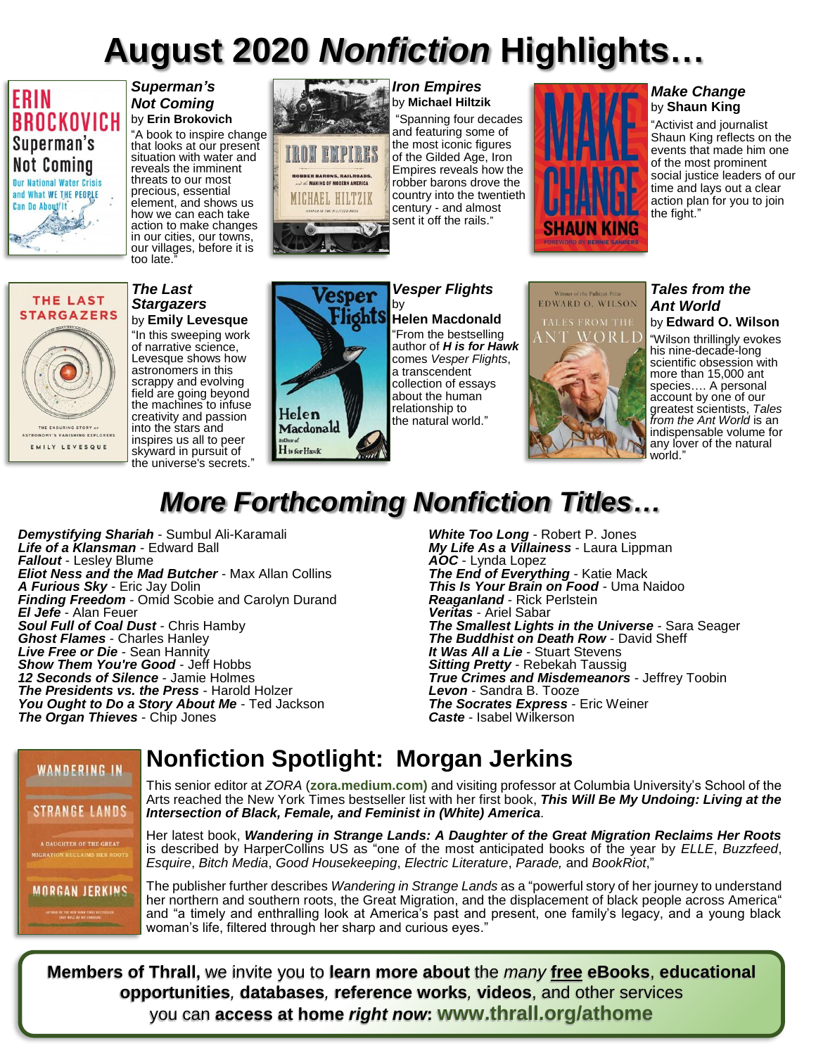# August 2020 *Nonfiction* Highlights…

### *Superman's Not Coming*

by **Erin Brokovich**

"A book to inspire change that looks at our present situation with water and reveals the imminent threats to our most precious, essential element, and shows us how we can each take action to make changes in our cities, our towns, our villages, before it is too late."

### *Iron Empires*

by **Michael Hiltzik**

"Spanning four decades and featuring some of the most iconic figures of the Gilded Age, Iron Empires reveals how the robber barons drove the country into the twentieth century - and almost sent it off the rails."

### *Make Change*

by **Shaun King**

"Activist and journalist Shaun King reflects on the events that made him one of the most prominent social justice leaders of our time and lays out a clear action plan for you to join the fight."

### *The Last Stargazers*

by **Emily Levesque**

"In this sweeping work of narrative science, Levesque shows how astronomers in this scrappy and evolving field are going beyond the machines to infuse creativity and passion into the stars and inspires us all to peer skyward in pursuit of the universe's secrets."

### *Vesper Flights*

by **Helen Macdonald**

"From the bestselling author of ***H is for Hawk*** comes *Vesper Flights*, a transcendent collection of essays about the human relationship to the natural world."

### *Tales from the Ant World*

by **Edward O. Wilson**

"Wilson thrillingly evokes his nine-decade-long scientific obsession with more than 15,000 ant species…. A personal account by one of our greatest scientists, *Tales from the Ant World* is an indispensable volume for any lover of the natural world."

# *More Forthcoming Nonfiction Titles…*

- ***Demystifying Shariah*** - Sumbul Ali-Karamali
- ***Life of a Klansman*** - Edward Ball
- ***Fallout*** - Lesley Blume
- ***Eliot Ness and the Mad Butcher*** - Max Allan Collins
- ***A Furious Sky*** - Eric Jay Dolin
- ***Finding Freedom*** - Omid Scobie and Carolyn Durand
- ***El Jefe*** - Alan Feuer
- ***Soul Full of Coal Dust*** - Chris Hamby
- ***Ghost Flames*** - Charles Hanley
- ***Live Free or Die*** - Sean Hannity
- ***Show Them You're Good*** - Jeff Hobbs
- ***12 Seconds of Silence*** - Jamie Holmes
- ***The Presidents vs. the Press*** - Harold Holzer
- ***You Ought to Do a Story About Me*** - Ted Jackson
- ***The Organ Thieves*** - Chip Jones
- ***White Too Long*** - Robert P. Jones
- ***My Life As a Villainess*** - Laura Lippman
- ***AOC*** - Lynda Lopez
- ***The End of Everything*** - Katie Mack
- ***This Is Your Brain on Food*** - Uma Naidoo
- ***Reaganland*** - Rick Perlstein
- ***Veritas*** - Ariel Sabar
- ***The Smallest Lights in the Universe*** - Sara Seager
- ***The Buddhist on Death Row*** - David Sheff
- ***It Was All a Lie*** - Stuart Stevens
- ***Sitting Pretty*** - Rebekah Taussig
- ***True Crimes and Misdemeanors*** - Jeffrey Toobin
- ***Levon*** - Sandra B. Tooze
- ***The Socrates Express*** - Eric Weiner
- ***Caste*** - Isabel Wilkerson

## Nonfiction Spotlight: Morgan Jerkins

This senior editor at *ZORA* (**zora.medium.com**) and visiting professor at Columbia University's School of the Arts reached the New York Times bestseller list with her first book, ***This Will Be My Undoing: Living at the Intersection of Black, Female, and Feminist in (White) America***.

Her latest book, ***Wandering in Strange Lands: A Daughter of the Great Migration Reclaims Her Roots*** is described by HarperCollins US as "one of the most anticipated books of the year by *ELLE*, *Buzzfeed*, *Esquire*, *Bitch Media*, *Good Housekeeping*, *Electric Literature*, *Parade,* and *BookRiot*,"

The publisher further describes *Wandering in Strange Lands* as a "powerful story of her journey to understand her northern and southern roots, the Great Migration, and the displacement of black people across America" and "a timely and enthralling look at America's past and present, one family's legacy, and a young black woman's life, filtered through her sharp and curious eyes."

**Members of Thrall,** we invite you to **learn more about** the *many* **free eBooks**, **educational opportunities**, **databases**, **reference works**, **videos**, and other services you can **access at home** ***right now***: **www.thrall.org/athome**